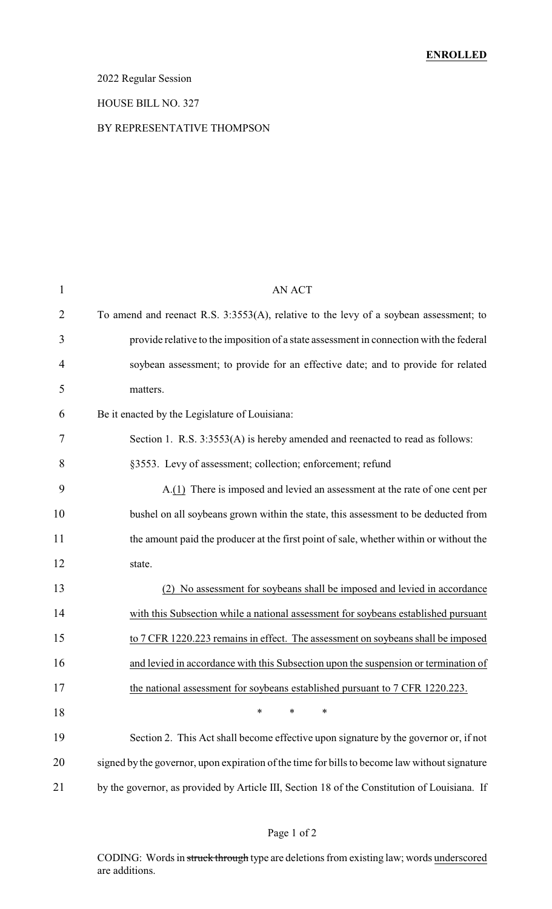**ENROLLED**

2022 Regular Session

HOUSE BILL NO. 327

BY REPRESENTATIVE THOMPSON

AN ACT

To amend and reenact R.S. 3:3553(A), relative to the levy of a soybean assessment; to provide relative to the imposition of a state assessment in connection with the federal soybean assessment; to provide for an effective date; and to provide for related matters.

Be it enacted by the Legislature of Louisiana:

Section 1. R.S. 3:3553(A) is hereby amended and reenacted to read as follows:

§3553. Levy of assessment; collection; enforcement; refund

A.(1) There is imposed and levied an assessment at the rate of one cent per bushel on all soybeans grown within the state, this assessment to be deducted from the amount paid the producer at the first point of sale, whether within or without the state.

(2) No assessment for soybeans shall be imposed and levied in accordance with this Subsection while a national assessment for soybeans established pursuant to 7 CFR 1220.223 remains in effect. The assessment on soybeans shall be imposed and levied in accordance with this Subsection upon the suspension or termination of the national assessment for soybeans established pursuant to 7 CFR 1220.223.

\* \* \*

Section 2. This Act shall become effective upon signature by the governor or, if not signed by the governor, upon expiration of the time for bills to become law without signature by the governor, as provided by Article III, Section 18 of the Constitution of Louisiana. If

CODING: Words in ~~struck through~~ type are deletions from existing law; words underscored are additions.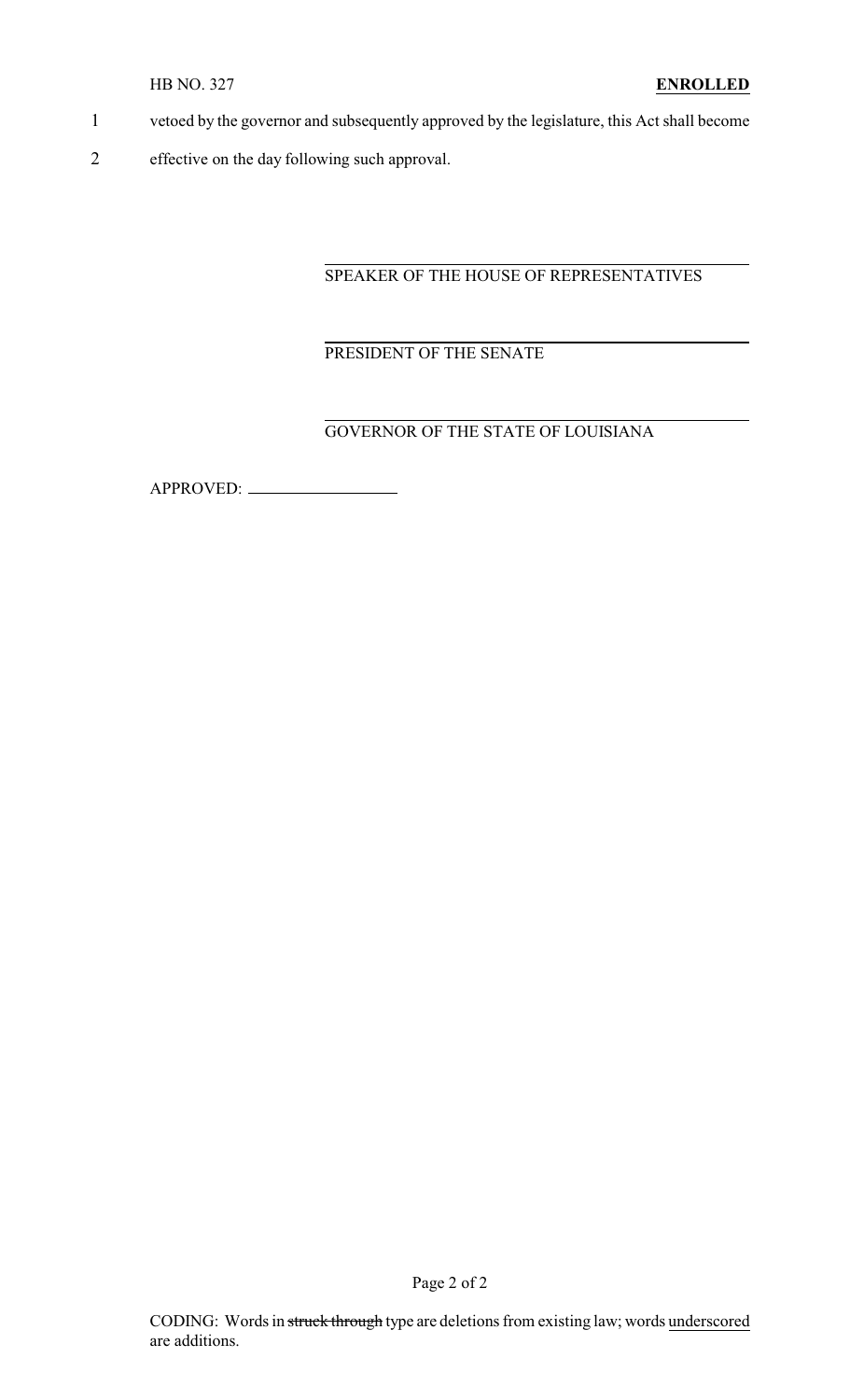vetoed by the governor and subsequently approved by the legislature, this Act shall become effective on the day following such approval.

SPEAKER OF THE HOUSE OF REPRESENTATIVES

PRESIDENT OF THE SENATE

GOVERNOR OF THE STATE OF LOUISIANA

APPROVED: ___________________

CODING: Words in ~~struck through~~ type are deletions from existing law; words <u>underscored</u> are additions.